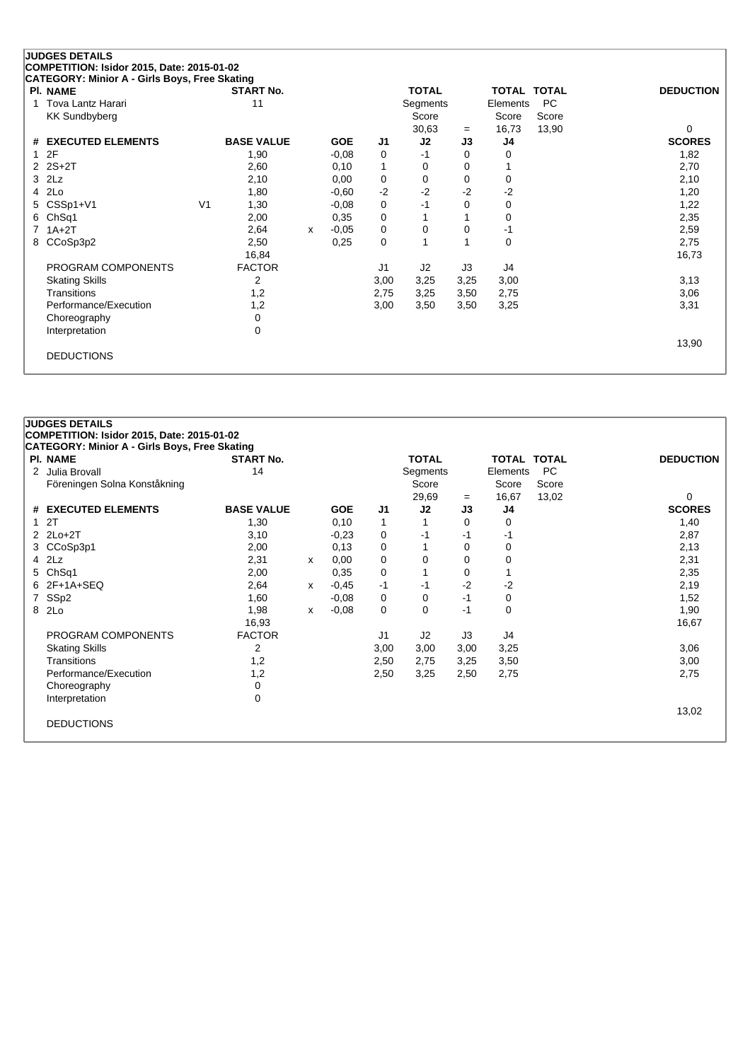**JUDGES DETAILS**
**COMPETITION: Isidor 2015, Date: 2015-01-02**
**CATEGORY: Minior A - Girls Boys, Free Skating**

| Pl. | NAME | START No. | | | | TOTAL Segments Score | | TOTAL Elements Score | TOTAL PC Score | DEDUCTION |
|---|---|---|---|---|---|---|---|---|---|---|
| 1 | Tova Lantz Harari<br>KK Sundbyberg | 11 | | | | 30,63 | = | 16,73 | 13,90 | 0 |

| # | EXECUTED ELEMENTS | | BASE VALUE | | GOE | J1 | J2 | J3 | J4 | SCORES |
|---|---|---|---|---|---|---|---|---|---|---|
| 1 | 2F | | 1,90 | | -0,08 | 0 | -1 | 0 | 0 | 1,82 |
| 2 | 2S+2T | | 2,60 | | 0,10 | 1 | 0 | 0 | 1 | 2,70 |
| 3 | 2Lz | | 2,10 | | 0,00 | 0 | 0 | 0 | 0 | 2,10 |
| 4 | 2Lo | | 1,80 | | -0,60 | -2 | -2 | -2 | -2 | 1,20 |
| 5 | CSSp1+V1 | V1 | 1,30 | | -0,08 | 0 | -1 | 0 | 0 | 1,22 |
| 6 | ChSq1 | | 2,00 | | 0,35 | 0 | 1 | 1 | 0 | 2,35 |
| 7 | 1A+2T | | 2,64 | x | -0,05 | 0 | 0 | 0 | -1 | 2,59 |
| 8 | CCoSp3p2 | | 2,50 | | 0,25 | 0 | 1 | 1 | 0 | 2,75 |
| | | | 16,84 | | | | | | | 16,73 |
| | PROGRAM COMPONENTS | | FACTOR | | | J1 | J2 | J3 | J4 | |
| | Skating Skills | | 2 | | | 3,00 | 3,25 | 3,25 | 3,00 | 3,13 |
| | Transitions | | 1,2 | | | 2,75 | 3,25 | 3,50 | 2,75 | 3,06 |
| | Performance/Execution | | 1,2 | | | 3,00 | 3,50 | 3,50 | 3,25 | 3,31 |
| | Choreography | | 0 | | | | | | | |
| | Interpretation | | 0 | | | | | | | |
| | | | | | | | | | | 13,90 |
| | DEDUCTIONS | | | | | | | | | |

**JUDGES DETAILS**
**COMPETITION: Isidor 2015, Date: 2015-01-02**
**CATEGORY: Minior A - Girls Boys, Free Skating**

| Pl. | NAME | START No. | | | | TOTAL Segments Score | | TOTAL Elements Score | TOTAL PC Score | DEDUCTION |
|---|---|---|---|---|---|---|---|---|---|---|
| 2 | Julia Brovall<br>Föreningen Solna Konståkning | 14 | | | | 29,69 | = | 16,67 | 13,02 | 0 |

| # | EXECUTED ELEMENTS | | BASE VALUE | | GOE | J1 | J2 | J3 | J4 | SCORES |
|---|---|---|---|---|---|---|---|---|---|---|
| 1 | 2T | | 1,30 | | 0,10 | 1 | 1 | 0 | 0 | 1,40 |
| 2 | 2Lo+2T | | 3,10 | | -0,23 | 0 | -1 | -1 | -1 | 2,87 |
| 3 | CCoSp3p1 | | 2,00 | | 0,13 | 0 | 1 | 0 | 0 | 2,13 |
| 4 | 2Lz | | 2,31 | x | 0,00 | 0 | 0 | 0 | 0 | 2,31 |
| 5 | ChSq1 | | 2,00 | | 0,35 | 0 | 1 | 0 | 1 | 2,35 |
| 6 | 2F+1A+SEQ | | 2,64 | x | -0,45 | -1 | -1 | -2 | -2 | 2,19 |
| 7 | SSp2 | | 1,60 | | -0,08 | 0 | 0 | -1 | 0 | 1,52 |
| 8 | 2Lo | | 1,98 | x | -0,08 | 0 | 0 | -1 | 0 | 1,90 |
| | | | 16,93 | | | | | | | 16,67 |
| | PROGRAM COMPONENTS | | FACTOR | | | J1 | J2 | J3 | J4 | |
| | Skating Skills | | 2 | | | 3,00 | 3,00 | 3,00 | 3,25 | 3,06 |
| | Transitions | | 1,2 | | | 2,50 | 2,75 | 3,25 | 3,50 | 3,00 |
| | Performance/Execution | | 1,2 | | | 2,50 | 3,25 | 2,50 | 2,75 | 2,75 |
| | Choreography | | 0 | | | | | | | |
| | Interpretation | | 0 | | | | | | | |
| | | | | | | | | | | 13,02 |
| | DEDUCTIONS | | | | | | | | | |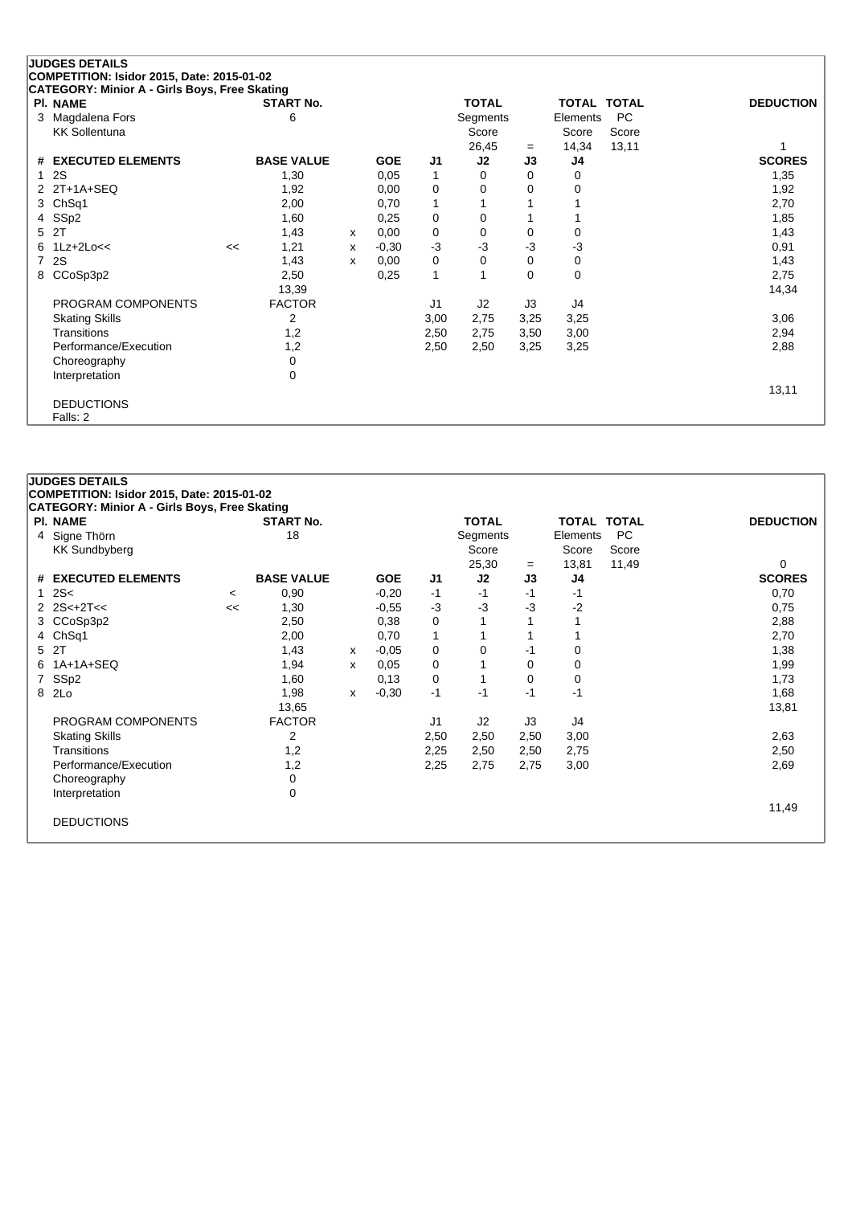**JUDGES DETAILS**

**COMPETITION: Isidor 2015, Date: 2015-01-02**

**CATEGORY: Minior A - Girls Boys, Free Skating**

| Pl. | NAME | START No. | TOTAL Segments Score | = | TOTAL Elements Score | TOTAL PC Score | DEDUCTION |
|---|---|---|---|---|---|---|---|
| 3 | Magdalena Fors<br>KK Sollentuna | 6 | 26,45 | = | 14,34 | 13,11 | 1 |

| # | EXECUTED ELEMENTS | | BASE VALUE | | GOE | J1 | J2 | J3 | J4 | SCORES |
|---|---|---|---|---|---|---|---|---|---|---|
| 1 | 2S | | 1,30 | | 0,05 | 1 | 0 | 0 | 0 | 1,35 |
| 2 | 2T+1A+SEQ | | 1,92 | | 0,00 | 0 | 0 | 0 | 0 | 1,92 |
| 3 | ChSq1 | | 2,00 | | 0,70 | 1 | 1 | 1 | 1 | 2,70 |
| 4 | SSp2 | | 1,60 | | 0,25 | 0 | 0 | 1 | 1 | 1,85 |
| 5 | 2T | | 1,43 | x | 0,00 | 0 | 0 | 0 | 0 | 1,43 |
| 6 | 1Lz+2Lo<< | << | 1,21 | x | -0,30 | -3 | -3 | -3 | -3 | 0,91 |
| 7 | 2S | | 1,43 | x | 0,00 | 0 | 0 | 0 | 0 | 1,43 |
| 8 | CCoSp3p2 | | 2,50 | | 0,25 | 1 | 1 | 0 | 0 | 2,75 |
| | | | 13,39 | | | | | | | 14,34 |

| PROGRAM COMPONENTS | FACTOR | J1 | J2 | J3 | J4 | |
|---|---|---|---|---|---|---|
| Skating Skills | 2 | 3,00 | 2,75 | 3,25 | 3,25 | 3,06 |
| Transitions | 1,2 | 2,50 | 2,75 | 3,50 | 3,00 | 2,94 |
| Performance/Execution | 1,2 | 2,50 | 2,50 | 3,25 | 3,25 | 2,88 |
| Choreography | 0 | | | | | |
| Interpretation | 0 | | | | | |
| | | | | | | 13,11 |

DEDUCTIONS

Falls: 2

**JUDGES DETAILS**

**COMPETITION: Isidor 2015, Date: 2015-01-02**

**CATEGORY: Minior A - Girls Boys, Free Skating**

| Pl. | NAME | START No. | TOTAL Segments Score | = | TOTAL Elements Score | TOTAL PC Score | DEDUCTION |
|---|---|---|---|---|---|---|---|
| 4 | Signe Thörn<br>KK Sundbyberg | 18 | 25,30 | = | 13,81 | 11,49 | 0 |

| # | EXECUTED ELEMENTS | | BASE VALUE | | GOE | J1 | J2 | J3 | J4 | SCORES |
|---|---|---|---|---|---|---|---|---|---|---|
| 1 | 2S< | < | 0,90 | | -0,20 | -1 | -1 | -1 | -1 | 0,70 |
| 2 | 2S<+2T<< | << | 1,30 | | -0,55 | -3 | -3 | -3 | -2 | 0,75 |
| 3 | CCoSp3p2 | | 2,50 | | 0,38 | 0 | 1 | 1 | 1 | 2,88 |
| 4 | ChSq1 | | 2,00 | | 0,70 | 1 | 1 | 1 | 1 | 2,70 |
| 5 | 2T | | 1,43 | x | -0,05 | 0 | 0 | -1 | 0 | 1,38 |
| 6 | 1A+1A+SEQ | | 1,94 | x | 0,05 | 0 | 1 | 0 | 0 | 1,99 |
| 7 | SSp2 | | 1,60 | | 0,13 | 0 | 1 | 0 | 0 | 1,73 |
| 8 | 2Lo | | 1,98 | x | -0,30 | -1 | -1 | -1 | -1 | 1,68 |
| | | | 13,65 | | | | | | | 13,81 |

| PROGRAM COMPONENTS | FACTOR | J1 | J2 | J3 | J4 | |
|---|---|---|---|---|---|---|
| Skating Skills | 2 | 2,50 | 2,50 | 2,50 | 3,00 | 2,63 |
| Transitions | 1,2 | 2,25 | 2,50 | 2,50 | 2,75 | 2,50 |
| Performance/Execution | 1,2 | 2,25 | 2,75 | 2,75 | 3,00 | 2,69 |
| Choreography | 0 | | | | | |
| Interpretation | 0 | | | | | |
| | | | | | | 11,49 |

DEDUCTIONS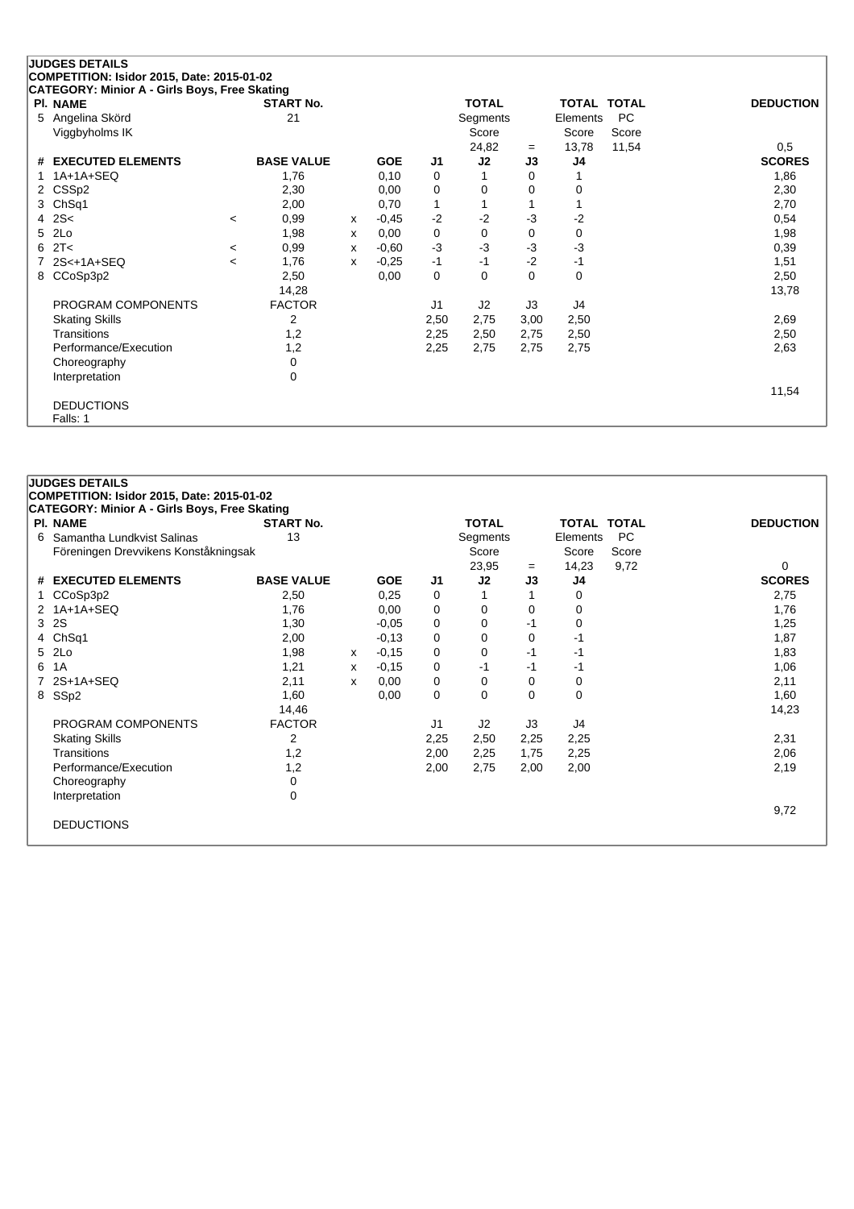**JUDGES DETAILS**
**COMPETITION: Isidor 2015, Date: 2015-01-02**
**CATEGORY: Minior A - Girls Boys, Free Skating**

| Pl. | NAME | START No. | TOTAL Segments Score | = | TOTAL Elements Score | TOTAL PC Score | DEDUCTION |
|---|---|---|---|---|---|---|---|
| 5 | Angelina Skörd<br>Viggbyholms IK | 21 | 24,82 | = | 13,78 | 11,54 | 0,5 |

| # | EXECUTED ELEMENTS | | BASE VALUE | | GOE | J1 | J2 | J3 | J4 | SCORES |
|---|---|---|---|---|---|---|---|---|---|---|
| 1 | 1A+1A+SEQ | | 1,76 | | 0,10 | 0 | 1 | 0 | 1 | 1,86 |
| 2 | CSSp2 | | 2,30 | | 0,00 | 0 | 0 | 0 | 0 | 2,30 |
| 3 | ChSq1 | | 2,00 | | 0,70 | 1 | 1 | 1 | 1 | 2,70 |
| 4 | 2S< | < | 0,99 | x | -0,45 | -2 | -2 | -3 | -2 | 0,54 |
| 5 | 2Lo | | 1,98 | x | 0,00 | 0 | 0 | 0 | 0 | 1,98 |
| 6 | 2T< | < | 0,99 | x | -0,60 | -3 | -3 | -3 | -3 | 0,39 |
| 7 | 2S<+1A+SEQ | < | 1,76 | x | -0,25 | -1 | -1 | -2 | -1 | 1,51 |
| 8 | CCoSp3p2 | | 2,50 | | 0,00 | 0 | 0 | 0 | 0 | 2,50 |
| | | | 14,28 | | | | | | | 13,78 |
| | PROGRAM COMPONENTS | | FACTOR | | | J1 | J2 | J3 | J4 | |
| | Skating Skills | | 2 | | | 2,50 | 2,75 | 3,00 | 2,50 | 2,69 |
| | Transitions | | 1,2 | | | 2,25 | 2,50 | 2,75 | 2,50 | 2,50 |
| | Performance/Execution | | 1,2 | | | 2,25 | 2,75 | 2,75 | 2,75 | 2,63 |
| | Choreography | | 0 | | | | | | | |
| | Interpretation | | 0 | | | | | | | |
| | | | | | | | | | | 11,54 |

DEDUCTIONS
Falls: 1

**JUDGES DETAILS**
**COMPETITION: Isidor 2015, Date: 2015-01-02**
**CATEGORY: Minior A - Girls Boys, Free Skating**

| Pl. | NAME | START No. | TOTAL Segments Score | = | TOTAL Elements Score | TOTAL PC Score | DEDUCTION |
|---|---|---|---|---|---|---|---|
| 6 | Samantha Lundkvist Salinas<br>Föreningen Drevvikens Konståkningsak | 13 | 23,95 | = | 14,23 | 9,72 | 0 |

| # | EXECUTED ELEMENTS | | BASE VALUE | | GOE | J1 | J2 | J3 | J4 | SCORES |
|---|---|---|---|---|---|---|---|---|---|---|
| 1 | CCoSp3p2 | | 2,50 | | 0,25 | 0 | 1 | 1 | 0 | 2,75 |
| 2 | 1A+1A+SEQ | | 1,76 | | 0,00 | 0 | 0 | 0 | 0 | 1,76 |
| 3 | 2S | | 1,30 | | -0,05 | 0 | 0 | -1 | 0 | 1,25 |
| 4 | ChSq1 | | 2,00 | | -0,13 | 0 | 0 | 0 | -1 | 1,87 |
| 5 | 2Lo | | 1,98 | x | -0,15 | 0 | 0 | -1 | -1 | 1,83 |
| 6 | 1A | | 1,21 | x | -0,15 | 0 | -1 | -1 | -1 | 1,06 |
| 7 | 2S+1A+SEQ | | 2,11 | x | 0,00 | 0 | 0 | 0 | 0 | 2,11 |
| 8 | SSp2 | | 1,60 | | 0,00 | 0 | 0 | 0 | 0 | 1,60 |
| | | | 14,46 | | | | | | | 14,23 |
| | PROGRAM COMPONENTS | | FACTOR | | | J1 | J2 | J3 | J4 | |
| | Skating Skills | | 2 | | | 2,25 | 2,50 | 2,25 | 2,25 | 2,31 |
| | Transitions | | 1,2 | | | 2,00 | 2,25 | 1,75 | 2,25 | 2,06 |
| | Performance/Execution | | 1,2 | | | 2,00 | 2,75 | 2,00 | 2,00 | 2,19 |
| | Choreography | | 0 | | | | | | | |
| | Interpretation | | 0 | | | | | | | |
| | | | | | | | | | | 9,72 |

DEDUCTIONS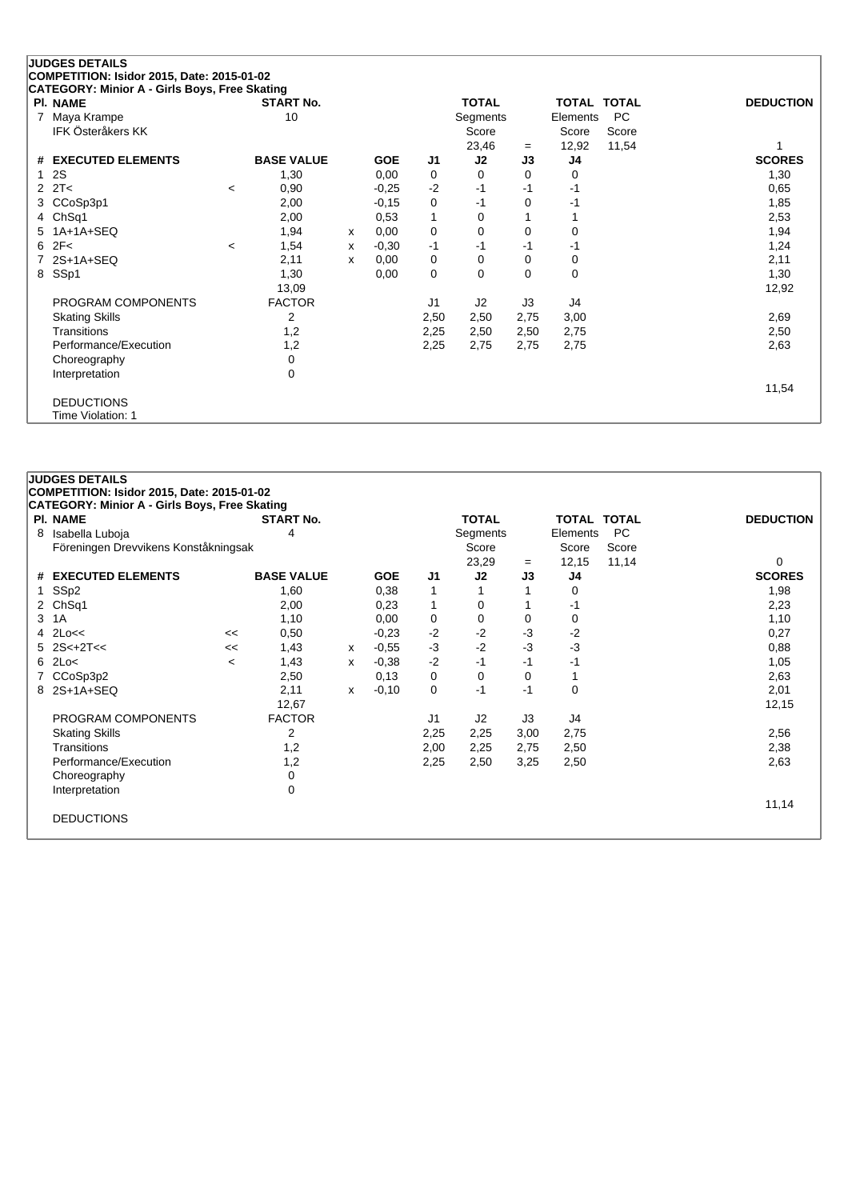## JUDGES DETAILS

**COMPETITION: Isidor 2015, Date: 2015-01-02**

**CATEGORY: Minior A - Girls Boys, Free Skating**

| Pl. | NAME | START No. | TOTAL Segments Score | = | TOTAL Elements Score | TOTAL PC Score | DEDUCTION |
|---|---|---|---|---|---|---|---|
| 7 | Maya Krampe<br>IFK Österåkers KK | 10 | 23,46 | = | 12,92 | 11,54 | 1 |

| # | EXECUTED ELEMENTS | | BASE VALUE | | GOE | J1 | J2 | J3 | J4 | SCORES |
|---|---|---|---|---|---|---|---|---|---|---|
| 1 | 2S | | 1,30 | | 0,00 | 0 | 0 | 0 | 0 | 1,30 |
| 2 | 2T< | < | 0,90 | | -0,25 | -2 | -1 | -1 | -1 | 0,65 |
| 3 | CCoSp3p1 | | 2,00 | | -0,15 | 0 | -1 | 0 | -1 | 1,85 |
| 4 | ChSq1 | | 2,00 | | 0,53 | 1 | 0 | 1 | 1 | 2,53 |
| 5 | 1A+1A+SEQ | | 1,94 | x | 0,00 | 0 | 0 | 0 | 0 | 1,94 |
| 6 | 2F< | < | 1,54 | x | -0,30 | -1 | -1 | -1 | -1 | 1,24 |
| 7 | 2S+1A+SEQ | | 2,11 | x | 0,00 | 0 | 0 | 0 | 0 | 2,11 |
| 8 | SSp1 | | 1,30 | | 0,00 | 0 | 0 | 0 | 0 | 1,30 |
| | | | 13,09 | | | | | | | 12,92 |

| PROGRAM COMPONENTS | FACTOR | J1 | J2 | J3 | J4 | SCORES |
|---|---|---|---|---|---|---|
| Skating Skills | 2 | 2,50 | 2,50 | 2,75 | 3,00 | 2,69 |
| Transitions | 1,2 | 2,25 | 2,50 | 2,50 | 2,75 | 2,50 |
| Performance/Execution | 1,2 | 2,25 | 2,75 | 2,75 | 2,75 | 2,63 |
| Choreography | 0 | | | | | |
| Interpretation | 0 | | | | | |
| | | | | | | 11,54 |

DEDUCTIONS

Time Violation: 1

## JUDGES DETAILS

**COMPETITION: Isidor 2015, Date: 2015-01-02**

**CATEGORY: Minior A - Girls Boys, Free Skating**

| Pl. | NAME | START No. | TOTAL Segments Score | = | TOTAL Elements Score | TOTAL PC Score | DEDUCTION |
|---|---|---|---|---|---|---|---|
| 8 | Isabella Luboja<br>Föreningen Drevvikens Konståkningsak | 4 | 23,29 | = | 12,15 | 11,14 | 0 |

| # | EXECUTED ELEMENTS | | BASE VALUE | | GOE | J1 | J2 | J3 | J4 | SCORES |
|---|---|---|---|---|---|---|---|---|---|---|
| 1 | SSp2 | | 1,60 | | 0,38 | 1 | 1 | 1 | 0 | 1,98 |
| 2 | ChSq1 | | 2,00 | | 0,23 | 1 | 0 | 1 | -1 | 2,23 |
| 3 | 1A | | 1,10 | | 0,00 | 0 | 0 | 0 | 0 | 1,10 |
| 4 | 2Lo<< | << | 0,50 | | -0,23 | -2 | -2 | -3 | -2 | 0,27 |
| 5 | 2S<+2T<< | << | 1,43 | x | -0,55 | -3 | -2 | -3 | -3 | 0,88 |
| 6 | 2Lo< | < | 1,43 | x | -0,38 | -2 | -1 | -1 | -1 | 1,05 |
| 7 | CCoSp3p2 | | 2,50 | | 0,13 | 0 | 0 | 0 | 1 | 2,63 |
| 8 | 2S+1A+SEQ | | 2,11 | x | -0,10 | 0 | -1 | -1 | 0 | 2,01 |
| | | | 12,67 | | | | | | | 12,15 |

| PROGRAM COMPONENTS | FACTOR | J1 | J2 | J3 | J4 | SCORES |
|---|---|---|---|---|---|---|
| Skating Skills | 2 | 2,25 | 2,25 | 3,00 | 2,75 | 2,56 |
| Transitions | 1,2 | 2,00 | 2,25 | 2,75 | 2,50 | 2,38 |
| Performance/Execution | 1,2 | 2,25 | 2,50 | 3,25 | 2,50 | 2,63 |
| Choreography | 0 | | | | | |
| Interpretation | 0 | | | | | |
| | | | | | | 11,14 |

DEDUCTIONS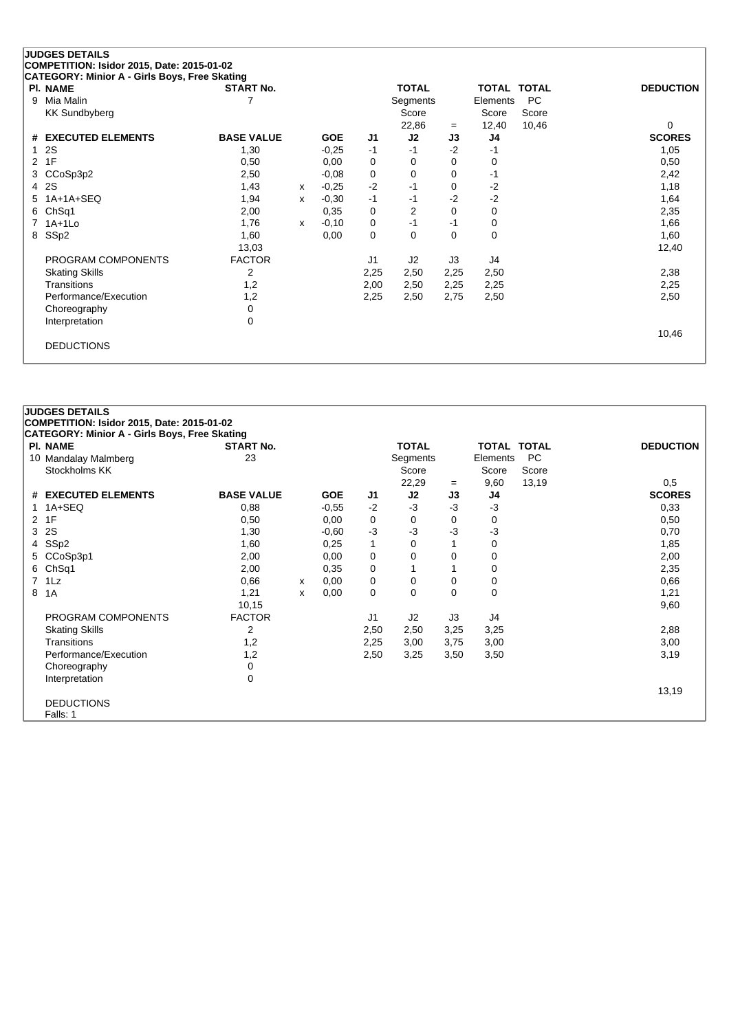## JUDGES DETAILS

**COMPETITION: Isidor 2015, Date: 2015-01-02**

**CATEGORY: Minior A - Girls Boys, Free Skating**

| Pl. | NAME | START No. | TOTAL Segments Score | = | TOTAL Elements Score | TOTAL PC Score | DEDUCTION |
|---|---|---|---|---|---|---|---|
| 9 | Mia Malin<br>KK Sundbyberg | 7 | 22,86 | = | 12,40 | 10,46 | 0 |

| # | EXECUTED ELEMENTS | BASE VALUE | | GOE | J1 | J2 | J3 | J4 | SCORES |
|---|---|---|---|---|---|---|---|---|---|
| 1 | 2S | 1,30 | | -0,25 | -1 | -1 | -2 | -1 | 1,05 |
| 2 | 1F | 0,50 | | 0,00 | 0 | 0 | 0 | 0 | 0,50 |
| 3 | CCoSp3p2 | 2,50 | | -0,08 | 0 | 0 | 0 | -1 | 2,42 |
| 4 | 2S | 1,43 | x | -0,25 | -2 | -1 | 0 | -2 | 1,18 |
| 5 | 1A+1A+SEQ | 1,94 | x | -0,30 | -1 | -1 | -2 | -2 | 1,64 |
| 6 | ChSq1 | 2,00 | | 0,35 | 0 | 2 | 0 | 0 | 2,35 |
| 7 | 1A+1Lo | 1,76 | x | -0,10 | 0 | -1 | -1 | 0 | 1,66 |
| 8 | SSp2 | 1,60 | | 0,00 | 0 | 0 | 0 | 0 | 1,60 |
| | | 13,03 | | | | | | | 12,40 |

| PROGRAM COMPONENTS | FACTOR | J1 | J2 | J3 | J4 | |
|---|---|---|---|---|---|---|
| Skating Skills | 2 | 2,25 | 2,50 | 2,25 | 2,50 | 2,38 |
| Transitions | 1,2 | 2,00 | 2,50 | 2,25 | 2,25 | 2,25 |
| Performance/Execution | 1,2 | 2,25 | 2,50 | 2,75 | 2,50 | 2,50 |
| Choreography | 0 | | | | | |
| Interpretation | 0 | | | | | |
| | | | | | | 10,46 |

DEDUCTIONS

## JUDGES DETAILS

**COMPETITION: Isidor 2015, Date: 2015-01-02**

**CATEGORY: Minior A - Girls Boys, Free Skating**

| Pl. | NAME | START No. | TOTAL Segments Score | = | TOTAL Elements Score | TOTAL PC Score | DEDUCTION |
|---|---|---|---|---|---|---|---|
| 10 | Mandalay Malmberg<br>Stockholms KK | 23 | 22,29 | = | 9,60 | 13,19 | 0,5 |

| # | EXECUTED ELEMENTS | BASE VALUE | | GOE | J1 | J2 | J3 | J4 | SCORES |
|---|---|---|---|---|---|---|---|---|---|
| 1 | 1A+SEQ | 0,88 | | -0,55 | -2 | -3 | -3 | -3 | 0,33 |
| 2 | 1F | 0,50 | | 0,00 | 0 | 0 | 0 | 0 | 0,50 |
| 3 | 2S | 1,30 | | -0,60 | -3 | -3 | -3 | -3 | 0,70 |
| 4 | SSp2 | 1,60 | | 0,25 | 1 | 0 | 1 | 0 | 1,85 |
| 5 | CCoSp3p1 | 2,00 | | 0,00 | 0 | 0 | 0 | 0 | 2,00 |
| 6 | ChSq1 | 2,00 | | 0,35 | 0 | 1 | 1 | 0 | 2,35 |
| 7 | 1Lz | 0,66 | x | 0,00 | 0 | 0 | 0 | 0 | 0,66 |
| 8 | 1A | 1,21 | x | 0,00 | 0 | 0 | 0 | 0 | 1,21 |
| | | 10,15 | | | | | | | 9,60 |

| PROGRAM COMPONENTS | FACTOR | J1 | J2 | J3 | J4 | |
|---|---|---|---|---|---|---|
| Skating Skills | 2 | 2,50 | 2,50 | 3,25 | 3,25 | 2,88 |
| Transitions | 1,2 | 2,25 | 3,00 | 3,75 | 3,00 | 3,00 |
| Performance/Execution | 1,2 | 2,50 | 3,25 | 3,50 | 3,50 | 3,19 |
| Choreography | 0 | | | | | |
| Interpretation | 0 | | | | | |
| | | | | | | 13,19 |

DEDUCTIONS

Falls: 1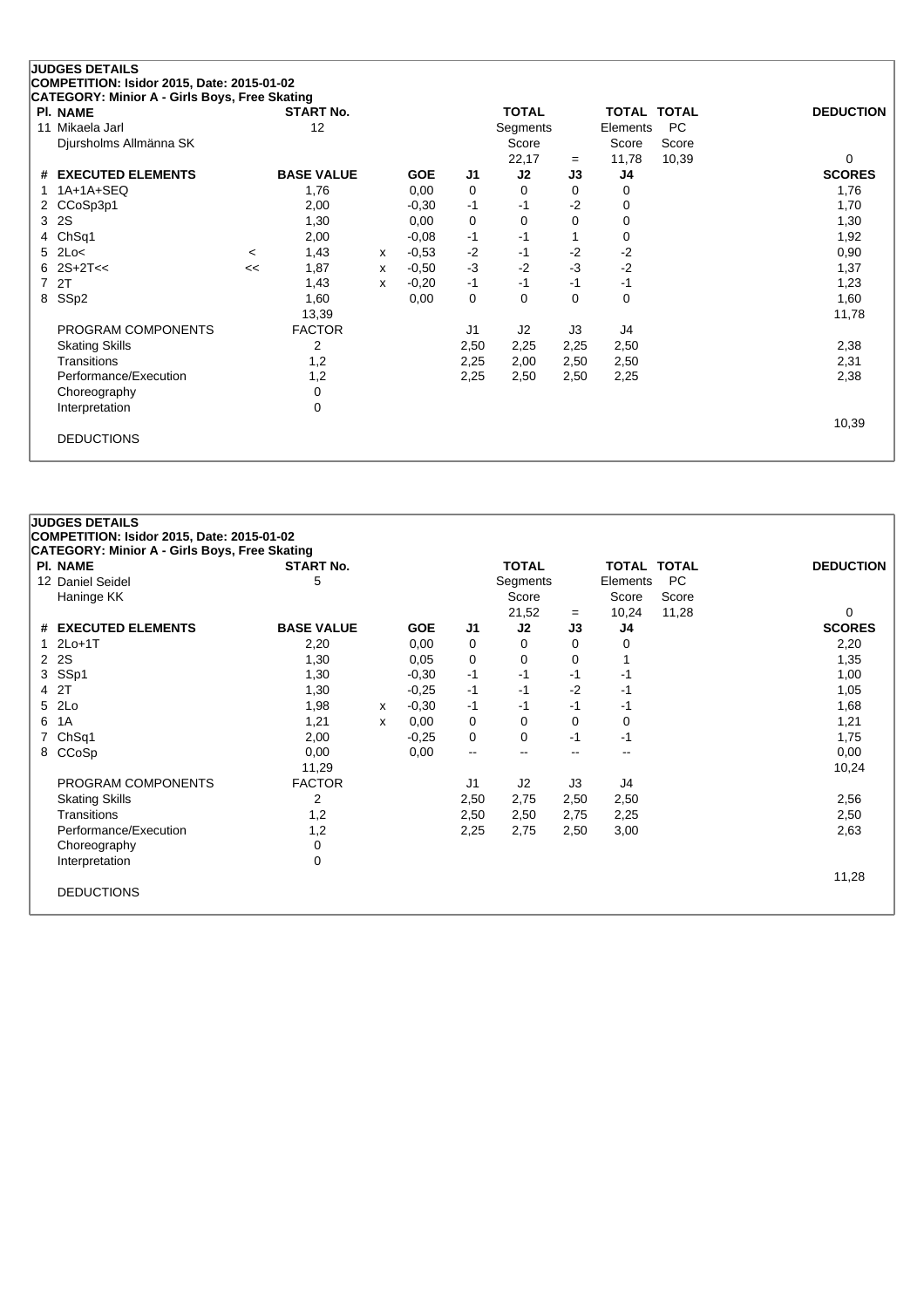## JUDGES DETAILS

**COMPETITION: Isidor 2015, Date: 2015-01-02**

**CATEGORY: Minior A - Girls Boys, Free Skating**

| Pl. NAME | START No. | TOTAL Segments Score | | TOTAL Elements Score | TOTAL PC Score | DEDUCTION |
|---|---|---|---|---|---|---|
| 11 Mikaela Jarl<br>Djursholms Allmänna SK | 12 | 22,17 | = | 11,78 | 10,39 | 0 |

| # | EXECUTED ELEMENTS | | BASE VALUE | | GOE | J1 | J2 | J3 | J4 | SCORES |
|---|---|---|---|---|---|---|---|---|---|---|
| 1 | 1A+1A+SEQ | | 1,76 | | 0,00 | 0 | 0 | 0 | 0 | 1,76 |
| 2 | CCoSp3p1 | | 2,00 | | -0,30 | -1 | -1 | -2 | 0 | 1,70 |
| 3 | 2S | | 1,30 | | 0,00 | 0 | 0 | 0 | 0 | 1,30 |
| 4 | ChSq1 | | 2,00 | | -0,08 | -1 | -1 | 1 | 0 | 1,92 |
| 5 | 2Lo< | < | 1,43 | x | -0,53 | -2 | -1 | -2 | -2 | 0,90 |
| 6 | 2S+2T<< | << | 1,87 | x | -0,50 | -3 | -2 | -3 | -2 | 1,37 |
| 7 | 2T | | 1,43 | x | -0,20 | -1 | -1 | -1 | -1 | 1,23 |
| 8 | SSp2 | | 1,60 | | 0,00 | 0 | 0 | 0 | 0 | 1,60 |
| | | | 13,39 | | | | | | | 11,78 |

| PROGRAM COMPONENTS | FACTOR | J1 | J2 | J3 | J4 | |
|---|---|---|---|---|---|---|
| Skating Skills | 2 | 2,50 | 2,25 | 2,25 | 2,50 | 2,38 |
| Transitions | 1,2 | 2,25 | 2,00 | 2,50 | 2,50 | 2,31 |
| Performance/Execution | 1,2 | 2,25 | 2,50 | 2,50 | 2,25 | 2,38 |
| Choreography | 0 | | | | | |
| Interpretation | 0 | | | | | |
| | | | | | | 10,39 |

DEDUCTIONS

## JUDGES DETAILS

**COMPETITION: Isidor 2015, Date: 2015-01-02**

**CATEGORY: Minior A - Girls Boys, Free Skating**

| Pl. NAME | START No. | TOTAL Segments Score | | TOTAL Elements Score | TOTAL PC Score | DEDUCTION |
|---|---|---|---|---|---|---|
| 12 Daniel Seidel<br>Haninge KK | 5 | 21,52 | = | 10,24 | 11,28 | 0 |

| # | EXECUTED ELEMENTS | BASE VALUE | | GOE | J1 | J2 | J3 | J4 | SCORES |
|---|---|---|---|---|---|---|---|---|---|
| 1 | 2Lo+1T | 2,20 | | 0,00 | 0 | 0 | 0 | 0 | 2,20 |
| 2 | 2S | 1,30 | | 0,05 | 0 | 0 | 0 | 1 | 1,35 |
| 3 | SSp1 | 1,30 | | -0,30 | -1 | -1 | -1 | -1 | 1,00 |
| 4 | 2T | 1,30 | | -0,25 | -1 | -1 | -2 | -1 | 1,05 |
| 5 | 2Lo | 1,98 | x | -0,30 | -1 | -1 | -1 | -1 | 1,68 |
| 6 | 1A | 1,21 | x | 0,00 | 0 | 0 | 0 | 0 | 1,21 |
| 7 | ChSq1 | 2,00 | | -0,25 | 0 | 0 | -1 | -1 | 1,75 |
| 8 | CCoSp | 0,00 | | 0,00 | -- | -- | -- | -- | 0,00 |
| | | 11,29 | | | | | | | 10,24 |

| PROGRAM COMPONENTS | FACTOR | J1 | J2 | J3 | J4 | |
|---|---|---|---|---|---|---|
| Skating Skills | 2 | 2,50 | 2,75 | 2,50 | 2,50 | 2,56 |
| Transitions | 1,2 | 2,50 | 2,50 | 2,75 | 2,25 | 2,50 |
| Performance/Execution | 1,2 | 2,25 | 2,75 | 2,50 | 3,00 | 2,63 |
| Choreography | 0 | | | | | |
| Interpretation | 0 | | | | | |
| | | | | | | 11,28 |

DEDUCTIONS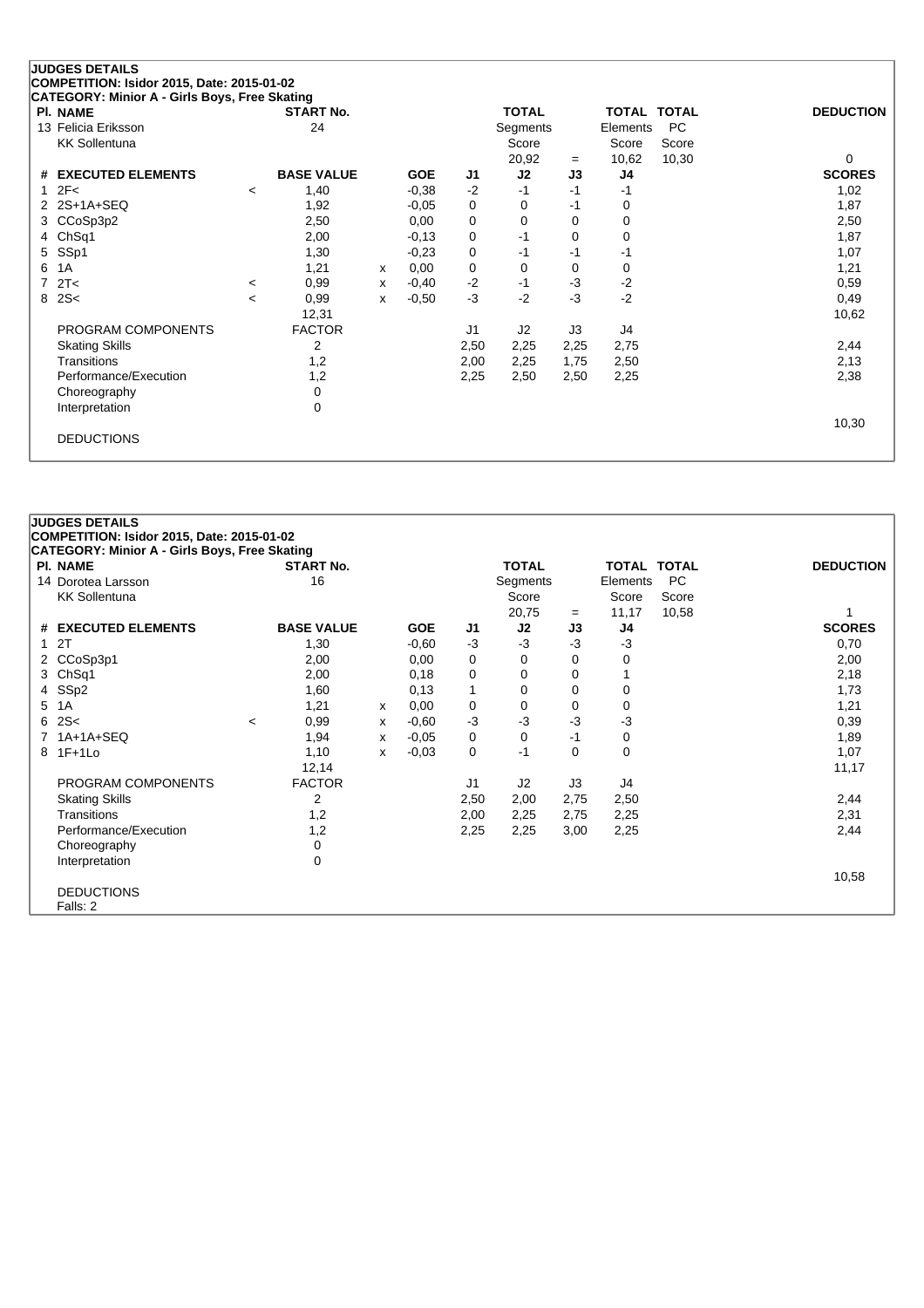## JUDGES DETAILS

**COMPETITION: Isidor 2015, Date: 2015-01-02**

**CATEGORY: Minior A - Girls Boys, Free Skating**

| Pl. | NAME | START No. | TOTAL Segments Score | = | TOTAL Elements Score | TOTAL PC Score | DEDUCTION |
|---|---|---|---|---|---|---|---|
| 13 | Felicia Eriksson<br>KK Sollentuna | 24 | 20,92 | = | 10,62 | 10,30 | 0 |

| # | EXECUTED ELEMENTS | | BASE VALUE | | GOE | J1 | J2 | J3 | J4 | SCORES |
|---|---|---|---|---|---|---|---|---|---|---|
| 1 | 2F< | < | 1,40 | | -0,38 | -2 | -1 | -1 | -1 | 1,02 |
| 2 | 2S+1A+SEQ | | 1,92 | | -0,05 | 0 | 0 | -1 | 0 | 1,87 |
| 3 | CCoSp3p2 | | 2,50 | | 0,00 | 0 | 0 | 0 | 0 | 2,50 |
| 4 | ChSq1 | | 2,00 | | -0,13 | 0 | -1 | 0 | 0 | 1,87 |
| 5 | SSp1 | | 1,30 | | -0,23 | 0 | -1 | -1 | -1 | 1,07 |
| 6 | 1A | | 1,21 | x | 0,00 | 0 | 0 | 0 | 0 | 1,21 |
| 7 | 2T< | < | 0,99 | x | -0,40 | -2 | -1 | -3 | -2 | 0,59 |
| 8 | 2S< | < | 0,99 | x | -0,50 | -3 | -2 | -3 | -2 | 0,49 |
| | | | 12,31 | | | | | | | 10,62 |

| PROGRAM COMPONENTS | FACTOR | J1 | J2 | J3 | J4 | SCORES |
|---|---|---|---|---|---|---|
| Skating Skills | 2 | 2,50 | 2,25 | 2,25 | 2,75 | 2,44 |
| Transitions | 1,2 | 2,00 | 2,25 | 1,75 | 2,50 | 2,13 |
| Performance/Execution | 1,2 | 2,25 | 2,50 | 2,50 | 2,25 | 2,38 |
| Choreography | 0 | | | | | |
| Interpretation | 0 | | | | | |
| | | | | | | 10,30 |

DEDUCTIONS

## JUDGES DETAILS

**COMPETITION: Isidor 2015, Date: 2015-01-02**

**CATEGORY: Minior A - Girls Boys, Free Skating**

| Pl. | NAME | START No. | TOTAL Segments Score | = | TOTAL Elements Score | TOTAL PC Score | DEDUCTION |
|---|---|---|---|---|---|---|---|
| 14 | Dorotea Larsson<br>KK Sollentuna | 16 | 20,75 | = | 11,17 | 10,58 | 1 |

| # | EXECUTED ELEMENTS | | BASE VALUE | | GOE | J1 | J2 | J3 | J4 | SCORES |
|---|---|---|---|---|---|---|---|---|---|---|
| 1 | 2T | | 1,30 | | -0,60 | -3 | -3 | -3 | -3 | 0,70 |
| 2 | CCoSp3p1 | | 2,00 | | 0,00 | 0 | 0 | 0 | 0 | 2,00 |
| 3 | ChSq1 | | 2,00 | | 0,18 | 0 | 0 | 0 | 1 | 2,18 |
| 4 | SSp2 | | 1,60 | | 0,13 | 1 | 0 | 0 | 0 | 1,73 |
| 5 | 1A | | 1,21 | x | 0,00 | 0 | 0 | 0 | 0 | 1,21 |
| 6 | 2S< | < | 0,99 | x | -0,60 | -3 | -3 | -3 | -3 | 0,39 |
| 7 | 1A+1A+SEQ | | 1,94 | x | -0,05 | 0 | 0 | -1 | 0 | 1,89 |
| 8 | 1F+1Lo | | 1,10 | x | -0,03 | 0 | -1 | 0 | 0 | 1,07 |
| | | | 12,14 | | | | | | | 11,17 |

| PROGRAM COMPONENTS | FACTOR | J1 | J2 | J3 | J4 | SCORES |
|---|---|---|---|---|---|---|
| Skating Skills | 2 | 2,50 | 2,00 | 2,75 | 2,50 | 2,44 |
| Transitions | 1,2 | 2,00 | 2,25 | 2,75 | 2,25 | 2,31 |
| Performance/Execution | 1,2 | 2,25 | 2,25 | 3,00 | 2,25 | 2,44 |
| Choreography | 0 | | | | | |
| Interpretation | 0 | | | | | |
| | | | | | | 10,58 |

DEDUCTIONS

Falls: 2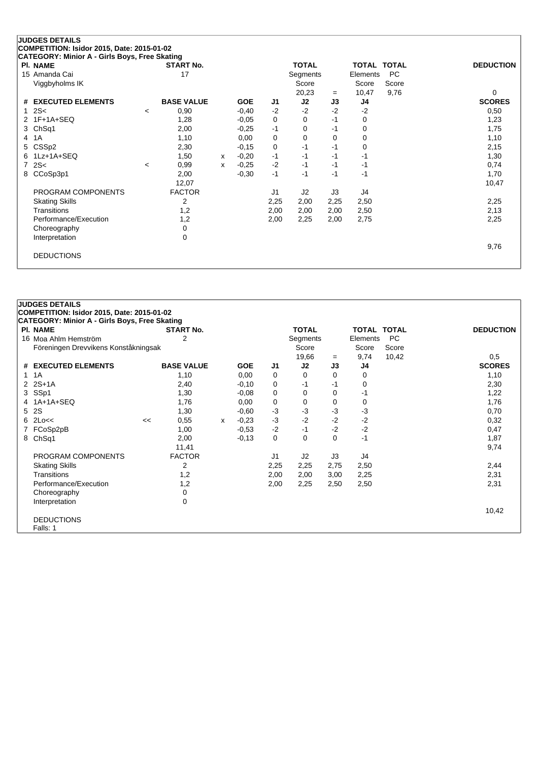**JUDGES DETAILS**
**COMPETITION: Isidor 2015, Date: 2015-01-02**
**CATEGORY: Minior A - Girls Boys, Free Skating**

| Pl. NAME | | START No. | | | | TOTAL | | TOTAL | TOTAL | DEDUCTION |
|---|---|---|---|---|---|---|---|---|---|---|
| 15 Amanda Cai | | 17 | | | | Segments | | Elements | PC | |
| Viggbyholms IK | | | | | | Score | | Score | Score | |
| | | | | | | 20,23 | = | 10,47 | 9,76 | 0 |
| **# EXECUTED ELEMENTS** | | **BASE VALUE** | | **GOE** | **J1** | **J2** | **J3** | **J4** | | **SCORES** |
| 1 2S< | < | 0,90 | | -0,40 | -2 | -2 | -2 | -2 | | 0,50 |
| 2 1F+1A+SEQ | | 1,28 | | -0,05 | 0 | 0 | -1 | 0 | | 1,23 |
| 3 ChSq1 | | 2,00 | | -0,25 | -1 | 0 | -1 | 0 | | 1,75 |
| 4 1A | | 1,10 | | 0,00 | 0 | 0 | 0 | 0 | | 1,10 |
| 5 CSSp2 | | 2,30 | | -0,15 | 0 | -1 | -1 | 0 | | 2,15 |
| 6 1Lz+1A+SEQ | | 1,50 | x | -0,20 | -1 | -1 | -1 | -1 | | 1,30 |
| 7 2S< | < | 0,99 | x | -0,25 | -2 | -1 | -1 | -1 | | 0,74 |
| 8 CCoSp3p1 | | 2,00 | | -0,30 | -1 | -1 | -1 | -1 | | 1,70 |
| | | 12,07 | | | | | | | | 10,47 |
| PROGRAM COMPONENTS | | FACTOR | | | J1 | J2 | J3 | J4 | | |
| Skating Skills | | 2 | | | 2,25 | 2,00 | 2,25 | 2,50 | | 2,25 |
| Transitions | | 1,2 | | | 2,00 | 2,00 | 2,00 | 2,50 | | 2,13 |
| Performance/Execution | | 1,2 | | | 2,00 | 2,25 | 2,00 | 2,75 | | 2,25 |
| Choreography | | 0 | | | | | | | | |
| Interpretation | | 0 | | | | | | | | |
| | | | | | | | | | | 9,76 |
| DEDUCTIONS | | | | | | | | | | |

**JUDGES DETAILS**
**COMPETITION: Isidor 2015, Date: 2015-01-02**
**CATEGORY: Minior A - Girls Boys, Free Skating**

| Pl. NAME | | START No. | | | | TOTAL | | TOTAL | TOTAL | DEDUCTION |
|---|---|---|---|---|---|---|---|---|---|---|
| 16 Moa Ahlm Hemström | | 2 | | | | Segments | | Elements | PC | |
| Föreningen Drevvikens Konståkningsak | | | | | | Score | | Score | Score | |
| | | | | | | 19,66 | = | 9,74 | 10,42 | 0,5 |
| **# EXECUTED ELEMENTS** | | **BASE VALUE** | | **GOE** | **J1** | **J2** | **J3** | **J4** | | **SCORES** |
| 1 1A | | 1,10 | | 0,00 | 0 | 0 | 0 | 0 | | 1,10 |
| 2 2S+1A | | 2,40 | | -0,10 | 0 | -1 | -1 | 0 | | 2,30 |
| 3 SSp1 | | 1,30 | | -0,08 | 0 | 0 | 0 | -1 | | 1,22 |
| 4 1A+1A+SEQ | | 1,76 | | 0,00 | 0 | 0 | 0 | 0 | | 1,76 |
| 5 2S | | 1,30 | | -0,60 | -3 | -3 | -3 | -3 | | 0,70 |
| 6 2Lo<< | << | 0,55 | x | -0,23 | -3 | -2 | -2 | -2 | | 0,32 |
| 7 FCoSp2pB | | 1,00 | | -0,53 | -2 | -1 | -2 | -2 | | 0,47 |
| 8 ChSq1 | | 2,00 | | -0,13 | 0 | 0 | 0 | -1 | | 1,87 |
| | | 11,41 | | | | | | | | 9,74 |
| PROGRAM COMPONENTS | | FACTOR | | | J1 | J2 | J3 | J4 | | |
| Skating Skills | | 2 | | | 2,25 | 2,25 | 2,75 | 2,50 | | 2,44 |
| Transitions | | 1,2 | | | 2,00 | 2,00 | 3,00 | 2,25 | | 2,31 |
| Performance/Execution | | 1,2 | | | 2,00 | 2,25 | 2,50 | 2,50 | | 2,31 |
| Choreography | | 0 | | | | | | | | |
| Interpretation | | 0 | | | | | | | | |
| | | | | | | | | | | 10,42 |
| DEDUCTIONS | | | | | | | | | | |
| Falls: 1 | | | | | | | | | | |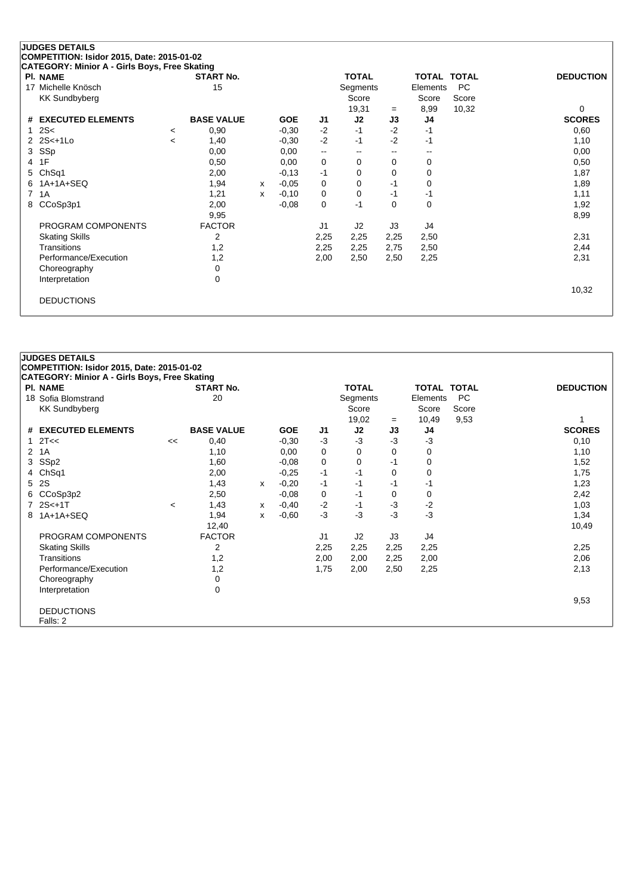## JUDGES DETAILS

**COMPETITION: Isidor 2015, Date: 2015-01-02**

**CATEGORY: Minior A - Girls Boys, Free Skating**

| Pl. | NAME | START No. | TOTAL Segments Score | = | TOTAL Elements Score | TOTAL PC Score | DEDUCTION |
|---|---|---|---|---|---|---|---|
| 17 | Michelle Knösch / KK Sundbyberg | 15 | 19,31 | = | 8,99 | 10,32 | 0 |

| # | EXECUTED ELEMENTS | | BASE VALUE | | GOE | J1 | J2 | J3 | J4 | SCORES |
|---|---|---|---|---|---|---|---|---|---|---|
| 1 | 2S< | < | 0,90 | | -0,30 | -2 | -1 | -2 | -1 | 0,60 |
| 2 | 2S<+1Lo | < | 1,40 | | -0,30 | -2 | -1 | -2 | -1 | 1,10 |
| 3 | SSp | | 0,00 | | 0,00 | -- | -- | -- | -- | 0,00 |
| 4 | 1F | | 0,50 | | 0,00 | 0 | 0 | 0 | 0 | 0,50 |
| 5 | ChSq1 | | 2,00 | | -0,13 | -1 | 0 | 0 | 0 | 1,87 |
| 6 | 1A+1A+SEQ | | 1,94 | x | -0,05 | 0 | 0 | -1 | 0 | 1,89 |
| 7 | 1A | | 1,21 | x | -0,10 | 0 | 0 | -1 | -1 | 1,11 |
| 8 | CCoSp3p1 | | 2,00 | | -0,08 | 0 | -1 | 0 | 0 | 1,92 |
| | | | 9,95 | | | | | | | 8,99 |

| PROGRAM COMPONENTS | FACTOR | J1 | J2 | J3 | J4 | SCORES |
|---|---|---|---|---|---|---|
| Skating Skills | 2 | 2,25 | 2,25 | 2,25 | 2,50 | 2,31 |
| Transitions | 1,2 | 2,25 | 2,25 | 2,75 | 2,50 | 2,44 |
| Performance/Execution | 1,2 | 2,00 | 2,50 | 2,50 | 2,25 | 2,31 |
| Choreography | 0 | | | | | |
| Interpretation | 0 | | | | | |
| | | | | | | 10,32 |

DEDUCTIONS

## JUDGES DETAILS

**COMPETITION: Isidor 2015, Date: 2015-01-02**

**CATEGORY: Minior A - Girls Boys, Free Skating**

| Pl. | NAME | START No. | TOTAL Segments Score | = | TOTAL Elements Score | TOTAL PC Score | DEDUCTION |
|---|---|---|---|---|---|---|---|
| 18 | Sofia Blomstrand / KK Sundbyberg | 20 | 19,02 | = | 10,49 | 9,53 | 1 |

| # | EXECUTED ELEMENTS | | BASE VALUE | | GOE | J1 | J2 | J3 | J4 | SCORES |
|---|---|---|---|---|---|---|---|---|---|---|
| 1 | 2T<< | << | 0,40 | | -0,30 | -3 | -3 | -3 | -3 | 0,10 |
| 2 | 1A | | 1,10 | | 0,00 | 0 | 0 | 0 | 0 | 1,10 |
| 3 | SSp2 | | 1,60 | | -0,08 | 0 | 0 | -1 | 0 | 1,52 |
| 4 | ChSq1 | | 2,00 | | -0,25 | -1 | -1 | 0 | 0 | 1,75 |
| 5 | 2S | | 1,43 | x | -0,20 | -1 | -1 | -1 | -1 | 1,23 |
| 6 | CCoSp3p2 | | 2,50 | | -0,08 | 0 | -1 | 0 | 0 | 2,42 |
| 7 | 2S<+1T | < | 1,43 | x | -0,40 | -2 | -1 | -3 | -2 | 1,03 |
| 8 | 1A+1A+SEQ | | 1,94 | x | -0,60 | -3 | -3 | -3 | -3 | 1,34 |
| | | | 12,40 | | | | | | | 10,49 |

| PROGRAM COMPONENTS | FACTOR | J1 | J2 | J3 | J4 | SCORES |
|---|---|---|---|---|---|---|
| Skating Skills | 2 | 2,25 | 2,25 | 2,25 | 2,25 | 2,25 |
| Transitions | 1,2 | 2,00 | 2,00 | 2,25 | 2,00 | 2,06 |
| Performance/Execution | 1,2 | 1,75 | 2,00 | 2,50 | 2,25 | 2,13 |
| Choreography | 0 | | | | | |
| Interpretation | 0 | | | | | |
| | | | | | | 9,53 |

DEDUCTIONS

Falls: 2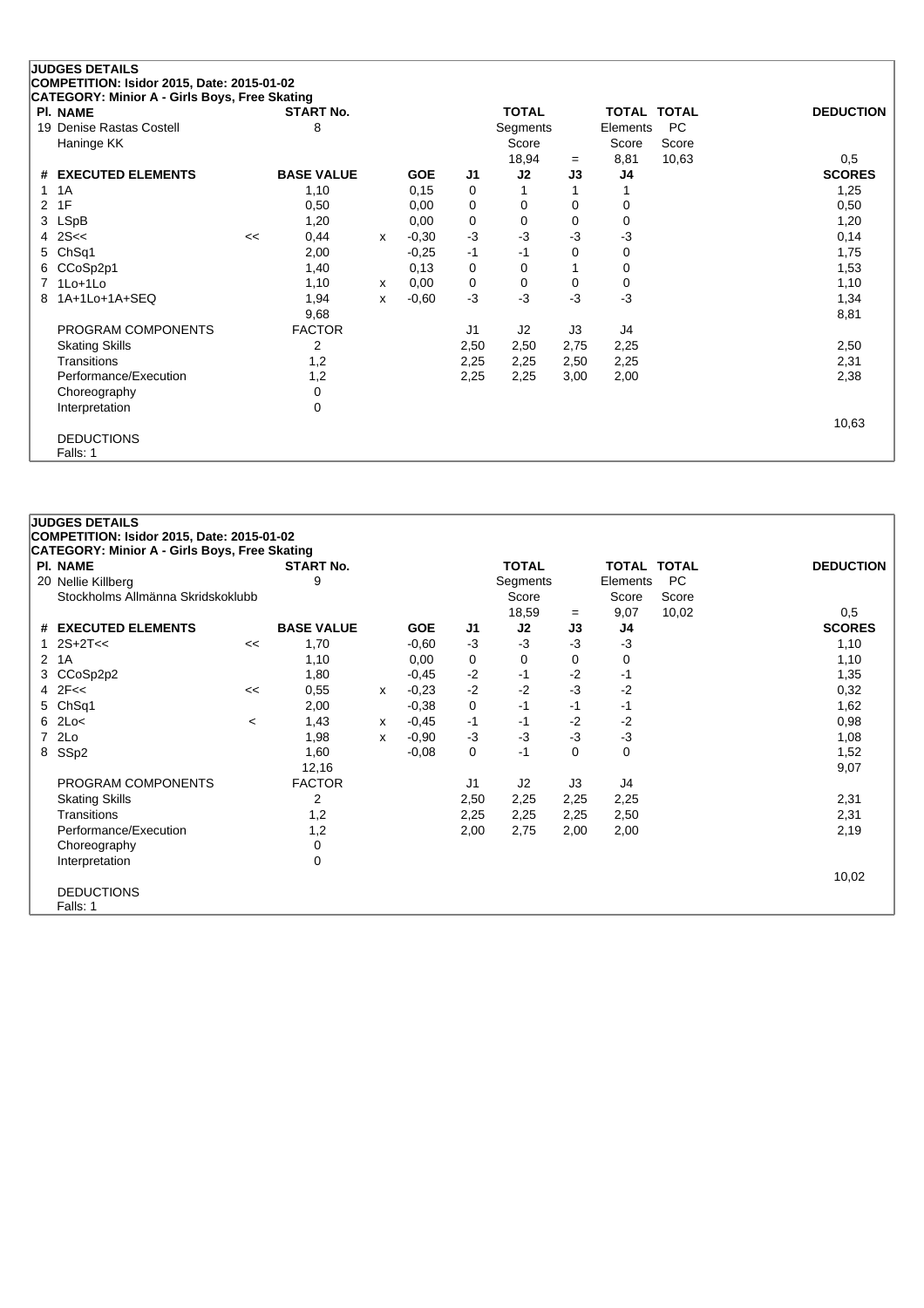## JUDGES DETAILS

**COMPETITION: Isidor 2015, Date: 2015-01-02**

**CATEGORY: Minior A - Girls Boys, Free Skating**

| Pl. NAME | START No. | TOTAL Segments Score | = | TOTAL Elements Score | TOTAL PC Score | DEDUCTION |
|---|---|---|---|---|---|---|
| 19 Denise Rastas Costell<br>Haninge KK | 8 | 18,94 | = | 8,81 | 10,63 | 0,5 |

| # | EXECUTED ELEMENTS | | BASE VALUE | | GOE | J1 | J2 | J3 | J4 | SCORES |
|---|---|---|---|---|---|---|---|---|---|---|
| 1 | 1A | | 1,10 | | 0,15 | 0 | 1 | 1 | 1 | 1,25 |
| 2 | 1F | | 0,50 | | 0,00 | 0 | 0 | 0 | 0 | 0,50 |
| 3 | LSpB | | 1,20 | | 0,00 | 0 | 0 | 0 | 0 | 1,20 |
| 4 | 2S<< | << | 0,44 | x | -0,30 | -3 | -3 | -3 | -3 | 0,14 |
| 5 | ChSq1 | | 2,00 | | -0,25 | -1 | -1 | 0 | 0 | 1,75 |
| 6 | CCoSp2p1 | | 1,40 | | 0,13 | 0 | 0 | 1 | 0 | 1,53 |
| 7 | 1Lo+1Lo | | 1,10 | x | 0,00 | 0 | 0 | 0 | 0 | 1,10 |
| 8 | 1A+1Lo+1A+SEQ | | 1,94 | x | -0,60 | -3 | -3 | -3 | -3 | 1,34 |
| | | | 9,68 | | | | | | | 8,81 |
| | PROGRAM COMPONENTS | | FACTOR | | | J1 | J2 | J3 | J4 | |
| | Skating Skills | | 2 | | | 2,50 | 2,50 | 2,75 | 2,25 | 2,50 |
| | Transitions | | 1,2 | | | 2,25 | 2,25 | 2,50 | 2,25 | 2,31 |
| | Performance/Execution | | 1,2 | | | 2,25 | 2,25 | 3,00 | 2,00 | 2,38 |
| | Choreography | | 0 | | | | | | | |
| | Interpretation | | 0 | | | | | | | |
| | | | | | | | | | | 10,63 |
| | DEDUCTIONS | | | | | | | | | |
| | Falls: 1 | | | | | | | | | |

## JUDGES DETAILS

**COMPETITION: Isidor 2015, Date: 2015-01-02**

**CATEGORY: Minior A - Girls Boys, Free Skating**

| Pl. NAME | START No. | TOTAL Segments Score | = | TOTAL Elements Score | TOTAL PC Score | DEDUCTION |
|---|---|---|---|---|---|---|
| 20 Nellie Killberg<br>Stockholms Allmänna Skridskoklubb | 9 | 18,59 | = | 9,07 | 10,02 | 0,5 |

| # | EXECUTED ELEMENTS | | BASE VALUE | | GOE | J1 | J2 | J3 | J4 | SCORES |
|---|---|---|---|---|---|---|---|---|---|---|
| 1 | 2S+2T<< | << | 1,70 | | -0,60 | -3 | -3 | -3 | -3 | 1,10 |
| 2 | 1A | | 1,10 | | 0,00 | 0 | 0 | 0 | 0 | 1,10 |
| 3 | CCoSp2p2 | | 1,80 | | -0,45 | -2 | -1 | -2 | -1 | 1,35 |
| 4 | 2F<< | << | 0,55 | x | -0,23 | -2 | -2 | -3 | -2 | 0,32 |
| 5 | ChSq1 | | 2,00 | | -0,38 | 0 | -1 | -1 | -1 | 1,62 |
| 6 | 2Lo< | < | 1,43 | x | -0,45 | -1 | -1 | -2 | -2 | 0,98 |
| 7 | 2Lo | | 1,98 | x | -0,90 | -3 | -3 | -3 | -3 | 1,08 |
| 8 | SSp2 | | 1,60 | | -0,08 | 0 | -1 | 0 | 0 | 1,52 |
| | | | 12,16 | | | | | | | 9,07 |
| | PROGRAM COMPONENTS | | FACTOR | | | J1 | J2 | J3 | J4 | |
| | Skating Skills | | 2 | | | 2,50 | 2,25 | 2,25 | 2,25 | 2,31 |
| | Transitions | | 1,2 | | | 2,25 | 2,25 | 2,25 | 2,50 | 2,31 |
| | Performance/Execution | | 1,2 | | | 2,00 | 2,75 | 2,00 | 2,00 | 2,19 |
| | Choreography | | 0 | | | | | | | |
| | Interpretation | | 0 | | | | | | | |
| | | | | | | | | | | 10,02 |
| | DEDUCTIONS | | | | | | | | | |
| | Falls: 1 | | | | | | | | | |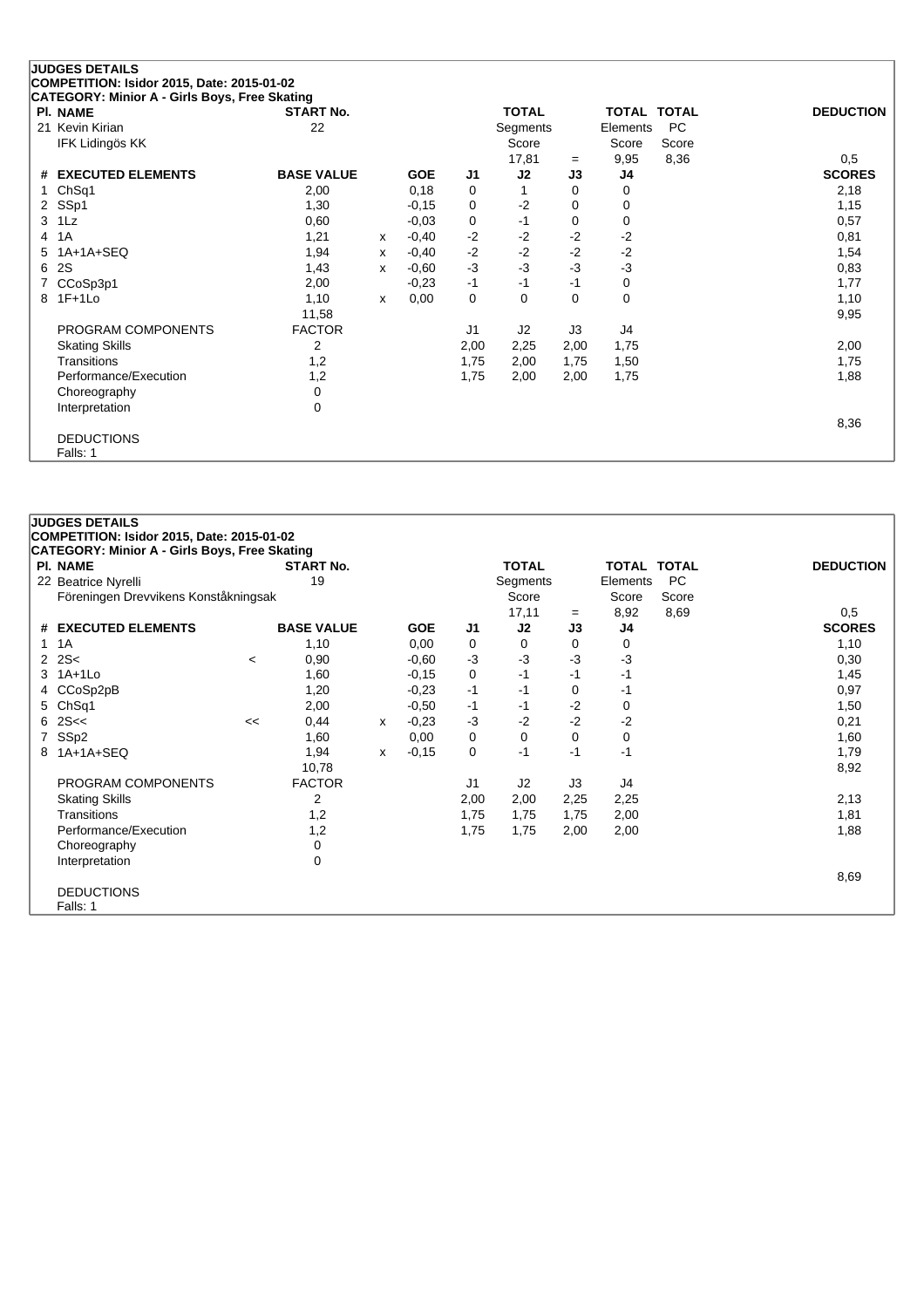## JUDGES DETAILS

**COMPETITION: Isidor 2015, Date: 2015-01-02**

**CATEGORY: Minior A - Girls Boys, Free Skating**

| Pl. NAME | START No. | TOTAL Segments Score | = | TOTAL Elements Score | TOTAL PC Score | DEDUCTION |
|---|---|---|---|---|---|---|
| 21 Kevin Kirian<br>IFK Lidingös KK | 22 | 17,81 | = | 9,95 | 8,36 | 0,5 |

| # | EXECUTED ELEMENTS | | BASE VALUE | | GOE | J1 | J2 | J3 | J4 | SCORES |
|---|---|---|---|---|---|---|---|---|---|---|
| 1 | ChSq1 | | 2,00 | | 0,18 | 0 | 1 | 0 | 0 | 2,18 |
| 2 | SSp1 | | 1,30 | | -0,15 | 0 | -2 | 0 | 0 | 1,15 |
| 3 | 1Lz | | 0,60 | | -0,03 | 0 | -1 | 0 | 0 | 0,57 |
| 4 | 1A | | 1,21 | x | -0,40 | -2 | -2 | -2 | -2 | 0,81 |
| 5 | 1A+1A+SEQ | | 1,94 | x | -0,40 | -2 | -2 | -2 | -2 | 1,54 |
| 6 | 2S | | 1,43 | x | -0,60 | -3 | -3 | -3 | -3 | 0,83 |
| 7 | CCoSp3p1 | | 2,00 | | -0,23 | -1 | -1 | -1 | 0 | 1,77 |
| 8 | 1F+1Lo | | 1,10 | x | 0,00 | 0 | 0 | 0 | 0 | 1,10 |
| | | | 11,58 | | | | | | | 9,95 |
| | PROGRAM COMPONENTS | | FACTOR | | | J1 | J2 | J3 | J4 | |
| | Skating Skills | | 2 | | | 2,00 | 2,25 | 2,00 | 1,75 | 2,00 |
| | Transitions | | 1,2 | | | 1,75 | 2,00 | 1,75 | 1,50 | 1,75 |
| | Performance/Execution | | 1,2 | | | 1,75 | 2,00 | 2,00 | 1,75 | 1,88 |
| | Choreography | | 0 | | | | | | | |
| | Interpretation | | 0 | | | | | | | |
| | | | | | | | | | | 8,36 |

DEDUCTIONS

Falls: 1

## JUDGES DETAILS

**COMPETITION: Isidor 2015, Date: 2015-01-02**

**CATEGORY: Minior A - Girls Boys, Free Skating**

| Pl. NAME | START No. | TOTAL Segments Score | = | TOTAL Elements Score | TOTAL PC Score | DEDUCTION |
|---|---|---|---|---|---|---|
| 22 Beatrice Nyrelli<br>Föreningen Drevvikens Konståkningsak | 19 | 17,11 | = | 8,92 | 8,69 | 0,5 |

| # | EXECUTED ELEMENTS | | BASE VALUE | | GOE | J1 | J2 | J3 | J4 | SCORES |
|---|---|---|---|---|---|---|---|---|---|---|
| 1 | 1A | | 1,10 | | 0,00 | 0 | 0 | 0 | 0 | 1,10 |
| 2 | 2S< | < | 0,90 | | -0,60 | -3 | -3 | -3 | -3 | 0,30 |
| 3 | 1A+1Lo | | 1,60 | | -0,15 | 0 | -1 | -1 | -1 | 1,45 |
| 4 | CCoSp2pB | | 1,20 | | -0,23 | -1 | -1 | 0 | -1 | 0,97 |
| 5 | ChSq1 | | 2,00 | | -0,50 | -1 | -1 | -2 | 0 | 1,50 |
| 6 | 2S<< | << | 0,44 | x | -0,23 | -3 | -2 | -2 | -2 | 0,21 |
| 7 | SSp2 | | 1,60 | | 0,00 | 0 | 0 | 0 | 0 | 1,60 |
| 8 | 1A+1A+SEQ | | 1,94 | x | -0,15 | 0 | -1 | -1 | -1 | 1,79 |
| | | | 10,78 | | | | | | | 8,92 |
| | PROGRAM COMPONENTS | | FACTOR | | | J1 | J2 | J3 | J4 | |
| | Skating Skills | | 2 | | | 2,00 | 2,00 | 2,25 | 2,25 | 2,13 |
| | Transitions | | 1,2 | | | 1,75 | 1,75 | 1,75 | 2,00 | 1,81 |
| | Performance/Execution | | 1,2 | | | 1,75 | 1,75 | 2,00 | 2,00 | 1,88 |
| | Choreography | | 0 | | | | | | | |
| | Interpretation | | 0 | | | | | | | |
| | | | | | | | | | | 8,69 |

DEDUCTIONS

Falls: 1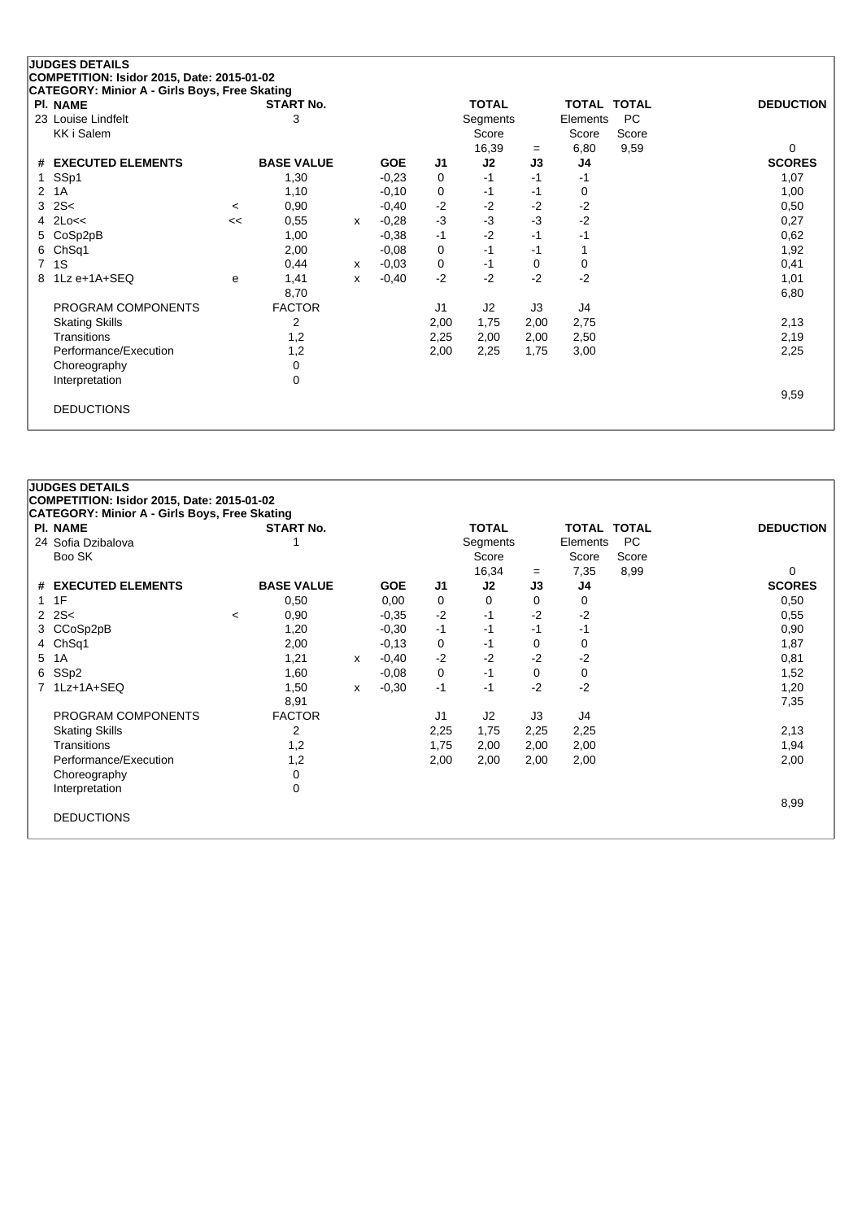**JUDGES DETAILS**
**COMPETITION: Isidor 2015, Date: 2015-01-02**
**CATEGORY: Minior A - Girls Boys, Free Skating**

| Pl. | NAME | | START No. | | | | TOTAL Segments Score | | TOTAL Elements Score | TOTAL PC Score | DEDUCTION |
|---|---|---|---|---|---|---|---|---|---|---|---|
| 23 | Louise Lindfelt<br>KK i Salem | | 3 | | | | 16,39 | = | 6,80 | 9,59 | 0 |

| # | EXECUTED ELEMENTS | | BASE VALUE | | GOE | J1 | J2 | J3 | J4 | SCORES |
|---|---|---|---|---|---|---|---|---|---|---|
| 1 | SSp1 | | 1,30 | | -0,23 | 0 | -1 | -1 | -1 | 1,07 |
| 2 | 1A | | 1,10 | | -0,10 | 0 | -1 | -1 | 0 | 1,00 |
| 3 | 2S< | < | 0,90 | | -0,40 | -2 | -2 | -2 | -2 | 0,50 |
| 4 | 2Lo<< | << | 0,55 | x | -0,28 | -3 | -3 | -3 | -2 | 0,27 |
| 5 | CoSp2pB | | 1,00 | | -0,38 | -1 | -2 | -1 | -1 | 0,62 |
| 6 | ChSq1 | | 2,00 | | -0,08 | 0 | -1 | -1 | 1 | 1,92 |
| 7 | 1S | | 0,44 | x | -0,03 | 0 | -1 | 0 | 0 | 0,41 |
| 8 | 1Lz e+1A+SEQ | e | 1,41 | x | -0,40 | -2 | -2 | -2 | -2 | 1,01 |
| | | | 8,70 | | | | | | | 6,80 |
| | PROGRAM COMPONENTS | | FACTOR | | | J1 | J2 | J3 | J4 | |
| | Skating Skills | | 2 | | | 2,00 | 1,75 | 2,00 | 2,75 | 2,13 |
| | Transitions | | 1,2 | | | 2,25 | 2,00 | 2,00 | 2,50 | 2,19 |
| | Performance/Execution | | 1,2 | | | 2,00 | 2,25 | 1,75 | 3,00 | 2,25 |
| | Choreography | | 0 | | | | | | | |
| | Interpretation | | 0 | | | | | | | |
| | | | | | | | | | | 9,59 |
| | DEDUCTIONS | | | | | | | | | |

**JUDGES DETAILS**
**COMPETITION: Isidor 2015, Date: 2015-01-02**
**CATEGORY: Minior A - Girls Boys, Free Skating**

| Pl. | NAME | | START No. | | | | TOTAL Segments Score | | TOTAL Elements Score | TOTAL PC Score | DEDUCTION |
|---|---|---|---|---|---|---|---|---|---|---|---|
| 24 | Sofia Dzibalova<br>Boo SK | | 1 | | | | 16,34 | = | 7,35 | 8,99 | 0 |

| # | EXECUTED ELEMENTS | | BASE VALUE | | GOE | J1 | J2 | J3 | J4 | SCORES |
|---|---|---|---|---|---|---|---|---|---|---|
| 1 | 1F | | 0,50 | | 0,00 | 0 | 0 | 0 | 0 | 0,50 |
| 2 | 2S< | < | 0,90 | | -0,35 | -2 | -1 | -2 | -2 | 0,55 |
| 3 | CCoSp2pB | | 1,20 | | -0,30 | -1 | -1 | -1 | -1 | 0,90 |
| 4 | ChSq1 | | 2,00 | | -0,13 | 0 | -1 | 0 | 0 | 1,87 |
| 5 | 1A | | 1,21 | x | -0,40 | -2 | -2 | -2 | -2 | 0,81 |
| 6 | SSp2 | | 1,60 | | -0,08 | 0 | -1 | 0 | 0 | 1,52 |
| 7 | 1Lz+1A+SEQ | | 1,50 | x | -0,30 | -1 | -1 | -2 | -2 | 1,20 |
| | | | 8,91 | | | | | | | 7,35 |
| | PROGRAM COMPONENTS | | FACTOR | | | J1 | J2 | J3 | J4 | |
| | Skating Skills | | 2 | | | 2,25 | 1,75 | 2,25 | 2,25 | 2,13 |
| | Transitions | | 1,2 | | | 1,75 | 2,00 | 2,00 | 2,00 | 1,94 |
| | Performance/Execution | | 1,2 | | | 2,00 | 2,00 | 2,00 | 2,00 | 2,00 |
| | Choreography | | 0 | | | | | | | |
| | Interpretation | | 0 | | | | | | | |
| | | | | | | | | | | 8,99 |
| | DEDUCTIONS | | | | | | | | | |